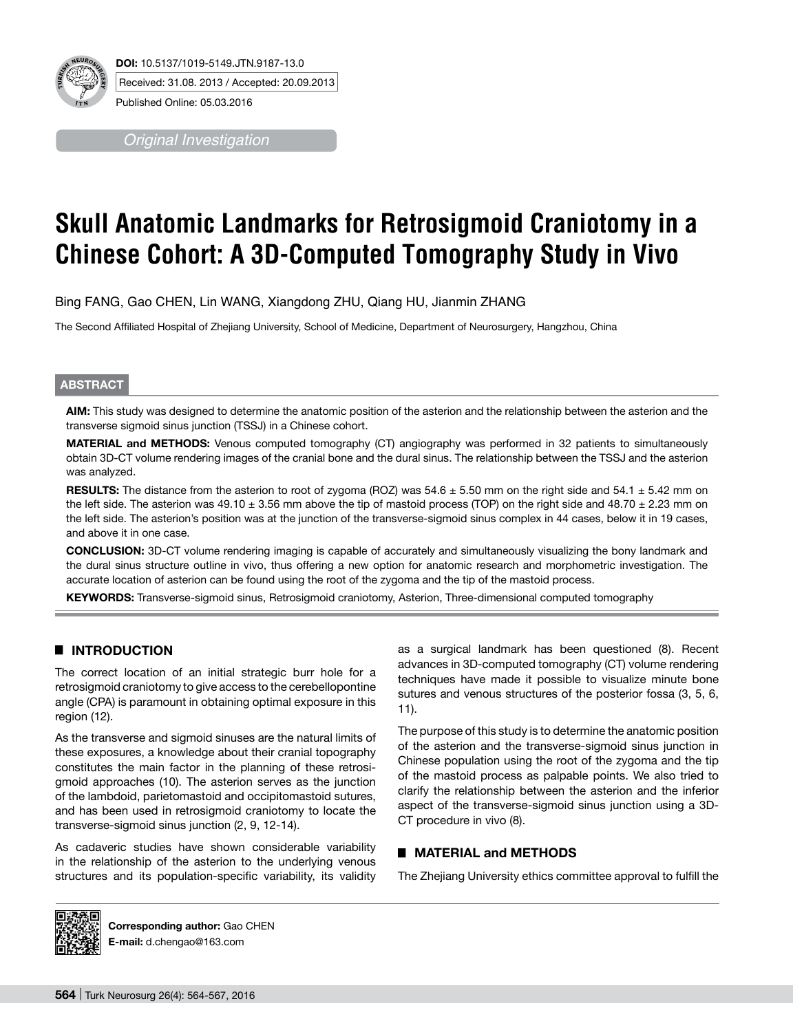DOI: 10.5137/1019-5149.JTN.9187-13.0
Received: 31.08. 2013 / Accepted: 20.09.2013
Published Online: 05.03.2016

*Original Investigation*

# Skull Anatomic Landmarks for Retrosigmoid Craniotomy in a Chinese Cohort: A 3D-Computed Tomography Study in Vivo

Bing FANG, Gao CHEN, Lin WANG, Xiangdong ZHU, Qiang HU, Jianmin ZHANG

The Second Affiliated Hospital of Zhejiang University, School of Medicine, Department of Neurosurgery, Hangzhou, China

## ABSTRACT

**AIM:** This study was designed to determine the anatomic position of the asterion and the relationship between the asterion and the transverse sigmoid sinus junction (TSSJ) in a Chinese cohort.

**MATERIAL and METHODS:** Venous computed tomography (CT) angiography was performed in 32 patients to simultaneously obtain 3D-CT volume rendering images of the cranial bone and the dural sinus. The relationship between the TSSJ and the asterion was analyzed.

**RESULTS:** The distance from the asterion to root of zygoma (ROZ) was 54.6 ± 5.50 mm on the right side and 54.1 ± 5.42 mm on the left side. The asterion was 49.10 ± 3.56 mm above the tip of mastoid process (TOP) on the right side and 48.70 ± 2.23 mm on the left side. The asterion's position was at the junction of the transverse-sigmoid sinus complex in 44 cases, below it in 19 cases, and above it in one case.

**CONCLUSION:** 3D-CT volume rendering imaging is capable of accurately and simultaneously visualizing the bony landmark and the dural sinus structure outline in vivo, thus offering a new option for anatomic research and morphometric investigation. The accurate location of asterion can be found using the root of the zygoma and the tip of the mastoid process.

**KEYWORDS:** Transverse-sigmoid sinus, Retrosigmoid craniotomy, Asterion, Three-dimensional computed tomography

## INTRODUCTION

The correct location of an initial strategic burr hole for a retrosigmoid craniotomy to give access to the cerebellopontine angle (CPA) is paramount in obtaining optimal exposure in this region (12).

As the transverse and sigmoid sinuses are the natural limits of these exposures, a knowledge about their cranial topography constitutes the main factor in the planning of these retrosigmoid approaches (10). The asterion serves as the junction of the lambdoid, parietomastoid and occipitomastoid sutures, and has been used in retrosigmoid craniotomy to locate the transverse-sigmoid sinus junction (2, 9, 12-14).

As cadaveric studies have shown considerable variability in the relationship of the asterion to the underlying venous structures and its population-specific variability, its validity as a surgical landmark has been questioned (8). Recent advances in 3D-computed tomography (CT) volume rendering techniques have made it possible to visualize minute bone sutures and venous structures of the posterior fossa (3, 5, 6, 11).

The purpose of this study is to determine the anatomic position of the asterion and the transverse-sigmoid sinus junction in Chinese population using the root of the zygoma and the tip of the mastoid process as palpable points. We also tried to clarify the relationship between the asterion and the inferior aspect of the transverse-sigmoid sinus junction using a 3D-CT procedure in vivo (8).

## MATERIAL and METHODS

The Zhejiang University ethics committee approval to fulfill the

**Corresponding author:** Gao CHEN
**E-mail:** d.chengao@163.com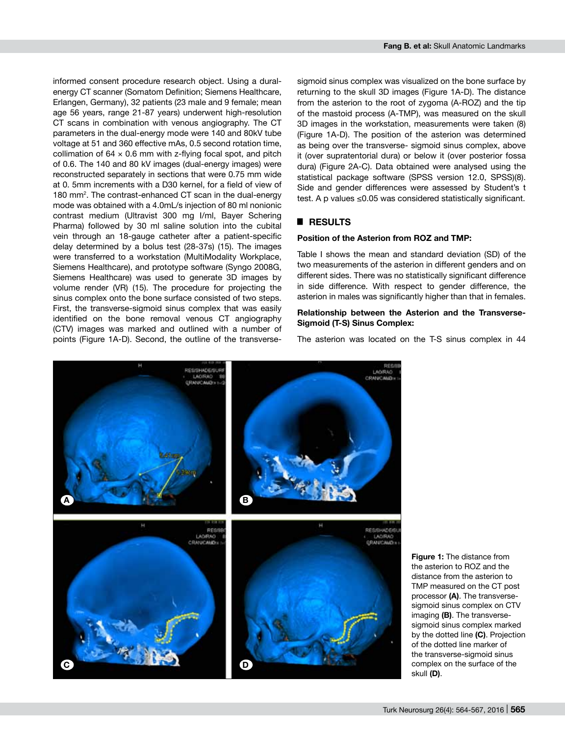informed consent procedure research object. Using a dural-energy CT scanner (Somatom Definition; Siemens Healthcare, Erlangen, Germany), 32 patients (23 male and 9 female; mean age 56 years, range 21-87 years) underwent high-resolution CT scans in combination with venous angiography. The CT parameters in the dual-energy mode were 140 and 80kV tube voltage at 51 and 360 effective mAs, 0.5 second rotation time, collimation of $64 \times 0.6$ mm with z-flying focal spot, and pitch of 0.6. The 140 and 80 kV images (dual-energy images) were reconstructed separately in sections that were 0.75 mm wide at 0. 5mm increments with a D30 kernel, for a field of view of 180 $mm^2$. The contrast-enhanced CT scan in the dual-energy mode was obtained with a 4.0mL/s injection of 80 ml nonionic contrast medium (Ultravist 300 mg I/ml, Bayer Schering Pharma) followed by 30 ml saline solution into the cubital vein through an 18-gauge catheter after a patient-specific delay determined by a bolus test (28-37s) (15). The images were transferred to a workstation (MultiModality Workplace, Siemens Healthcare), and prototype software (Syngo 2008G, Siemens Healthcare) was used to generate 3D images by volume render (VR) (15). The procedure for projecting the sinus complex onto the bone surface consisted of two steps. First, the transverse-sigmoid sinus complex that was easily identified on the bone removal venous CT angiography (CTV) images was marked and outlined with a number of points (Figure 1A-D). Second, the outline of the transverse-sigmoid sinus complex was visualized on the bone surface by returning to the skull 3D images (Figure 1A-D). The distance from the asterion to the root of zygoma (A-ROZ) and the tip of the mastoid process (A-TMP), was measured on the skull 3D images in the workstation, measurements were taken (8) (Figure 1A-D). The position of the asterion was determined as being over the transverse- sigmoid sinus complex, above it (over supratentorial dura) or below it (over posterior fossa dura) (Figure 2A-C). Data obtained were analysed using the statistical package software (SPSS version 12.0, SPSS)(8). Side and gender differences were assessed by Student's t test. A p values ≤0.05 was considered statistically significant.

## RESULTS

### Position of the Asterion from ROZ and TMP:

Table I shows the mean and standard deviation (SD) of the two measurements of the asterion in different genders and on different sides. There was no statistically significant difference in side difference. With respect to gender difference, the asterion in males was significantly higher than that in females.

### Relationship between the Asterion and the Transverse-Sigmoid (T-S) Sinus Complex:

The asterion was located on the T-S sinus complex in 44

**Figure 1:** The distance from the asterion to ROZ and the distance from the asterion to TMP measured on the CT post processor **(A)**. The transverse-sigmoid sinus complex on CTV imaging **(B)**. The transverse-sigmoid sinus complex marked by the dotted line **(C)**. Projection of the dotted line marker of the transverse-sigmoid sinus complex on the surface of the skull **(D)**.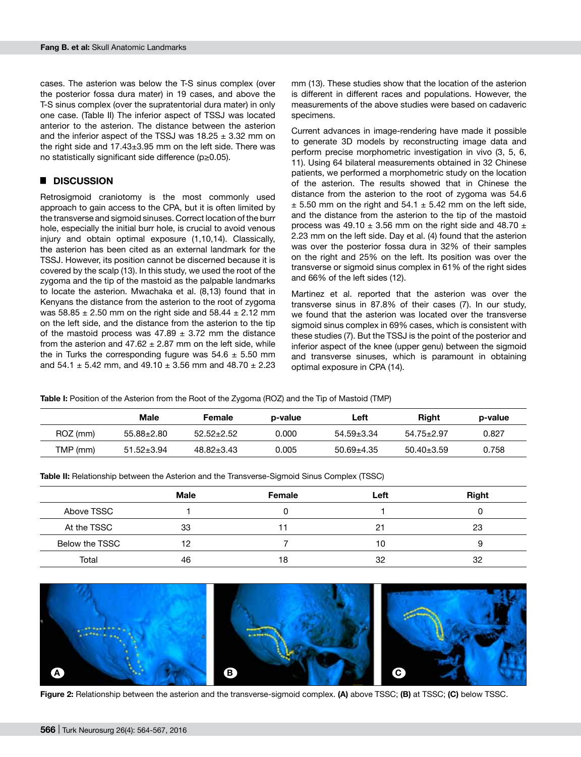cases. The asterion was below the T-S sinus complex (over the posterior fossa dura mater) in 19 cases, and above the T-S sinus complex (over the supratentorial dura mater) in only one case. (Table II) The inferior aspect of TSSJ was located anterior to the asterion. The distance between the asterion and the inferior aspect of the TSSJ was 18.25 ± 3.32 mm on the right side and 17.43±3.95 mm on the left side. There was no statistically significant side difference (p≥0.05).

## DISCUSSION

Retrosigmoid craniotomy is the most commonly used approach to gain access to the CPA, but it is often limited by the transverse and sigmoid sinuses. Correct location of the burr hole, especially the initial burr hole, is crucial to avoid venous injury and obtain optimal exposure (1,10,14). Classically, the asterion has been cited as an external landmark for the TSSJ. However, its position cannot be discerned because it is covered by the scalp (13). In this study, we used the root of the zygoma and the tip of the mastoid as the palpable landmarks to locate the asterion. Mwachaka et al. (8,13) found that in Kenyans the distance from the asterion to the root of zygoma was 58.85 ± 2.50 mm on the right side and 58.44 ± 2.12 mm on the left side, and the distance from the asterion to the tip of the mastoid process was 47.89 ± 3.72 mm the distance from the asterion and 47.62 ± 2.87 mm on the left side, while the in Turks the corresponding fugure was 54.6 ± 5.50 mm and 54.1 ± 5.42 mm, and 49.10 ± 3.56 mm and 48.70 ± 2.23 mm (13). These studies show that the location of the asterion is different in different races and populations. However, the measurements of the above studies were based on cadaveric specimens.

Current advances in image-rendering have made it possible to generate 3D models by reconstructing image data and perform precise morphometric investigation in vivo (3, 5, 6, 11). Using 64 bilateral measurements obtained in 32 Chinese patients, we performed a morphometric study on the location of the asterion. The results showed that in Chinese the distance from the asterion to the root of zygoma was 54.6 ± 5.50 mm on the right and 54.1 ± 5.42 mm on the left side, and the distance from the asterion to the tip of the mastoid process was 49.10 ± 3.56 mm on the right side and 48.70 ± 2.23 mm on the left side. Day et al. (4) found that the asterion was over the posterior fossa dura in 32% of their samples on the right and 25% on the left. Its position was over the transverse or sigmoid sinus complex in 61% of the right sides and 66% of the left sides (12).

Martinez et al. reported that the asterion was over the transverse sinus in 87.8% of their cases (7). In our study, we found that the asterion was located over the transverse sigmoid sinus complex in 69% cases, which is consistent with these studies (7). But the TSSJ is the point of the posterior and inferior aspect of the knee (upper genu) between the sigmoid and transverse sinuses, which is paramount in obtaining optimal exposure in CPA (14).

**Table I:** Position of the Asterion from the Root of the Zygoma (ROZ) and the Tip of Mastoid (TMP)

| | Male | Female | p-value | Left | Right | p-value |
|---|---|---|---|---|---|---|
| ROZ (mm) | 55.88±2.80 | 52.52±2.52 | 0.000 | 54.59±3.34 | 54.75±2.97 | 0.827 |
| TMP (mm) | 51.52±3.94 | 48.82±3.43 | 0.005 | 50.69±4.35 | 50.40±3.59 | 0.758 |

**Table II:** Relationship between the Asterion and the Transverse-Sigmoid Sinus Complex (TSSC)

| | Male | Female | Left | Right |
|---|---|---|---|---|
| Above TSSC | 1 | 0 | 1 | 0 |
| At the TSSC | 33 | 11 | 21 | 23 |
| Below the TSSC | 12 | 7 | 10 | 9 |
| Total | 46 | 18 | 32 | 32 |

**Figure 2:** Relationship between the asterion and the transverse-sigmoid complex. **(A)** above TSSC; **(B)** at TSSC; **(C)** below TSSC.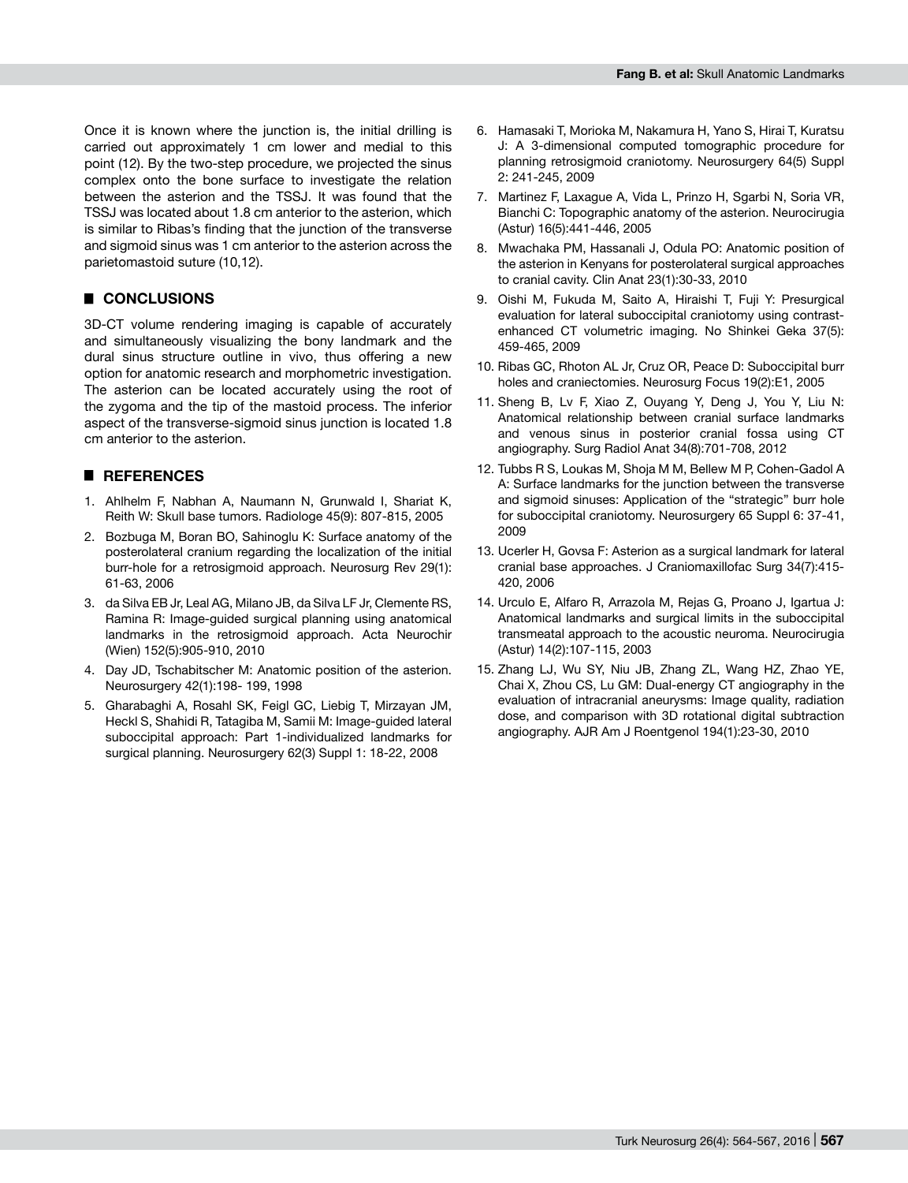Once it is known where the junction is, the initial drilling is carried out approximately 1 cm lower and medial to this point (12). By the two-step procedure, we projected the sinus complex onto the bone surface to investigate the relation between the asterion and the TSSJ. It was found that the TSSJ was located about 1.8 cm anterior to the asterion, which is similar to Ribas's finding that the junction of the transverse and sigmoid sinus was 1 cm anterior to the asterion across the parietomastoid suture (10,12).

## ■ CONCLUSIONS

3D-CT volume rendering imaging is capable of accurately and simultaneously visualizing the bony landmark and the dural sinus structure outline in vivo, thus offering a new option for anatomic research and morphometric investigation. The asterion can be located accurately using the root of the zygoma and the tip of the mastoid process. The inferior aspect of the transverse-sigmoid sinus junction is located 1.8 cm anterior to the asterion.

## ■ REFERENCES

1. Ahlhelm F, Nabhan A, Naumann N, Grunwald I, Shariat K, Reith W: Skull base tumors. Radiologe 45(9): 807-815, 2005
2. Bozbuga M, Boran BO, Sahinoglu K: Surface anatomy of the posterolateral cranium regarding the localization of the initial burr-hole for a retrosigmoid approach. Neurosurg Rev 29(1): 61-63, 2006
3. da Silva EB Jr, Leal AG, Milano JB, da Silva LF Jr, Clemente RS, Ramina R: Image-guided surgical planning using anatomical landmarks in the retrosigmoid approach. Acta Neurochir (Wien) 152(5):905-910, 2010
4. Day JD, Tschabitscher M: Anatomic position of the asterion. Neurosurgery 42(1):198- 199, 1998
5. Gharabaghi A, Rosahl SK, Feigl GC, Liebig T, Mirzayan JM, Heckl S, Shahidi R, Tatagiba M, Samii M: Image-guided lateral suboccipital approach: Part 1-individualized landmarks for surgical planning. Neurosurgery 62(3) Suppl 1: 18-22, 2008
6. Hamasaki T, Morioka M, Nakamura H, Yano S, Hirai T, Kuratsu J: A 3-dimensional computed tomographic procedure for planning retrosigmoid craniotomy. Neurosurgery 64(5) Suppl 2: 241-245, 2009
7. Martinez F, Laxague A, Vida L, Prinzo H, Sgarbi N, Soria VR, Bianchi C: Topographic anatomy of the asterion. Neurocirugia (Astur) 16(5):441-446, 2005
8. Mwachaka PM, Hassanali J, Odula PO: Anatomic position of the asterion in Kenyans for posterolateral surgical approaches to cranial cavity. Clin Anat 23(1):30-33, 2010
9. Oishi M, Fukuda M, Saito A, Hiraishi T, Fuji Y: Presurgical evaluation for lateral suboccipital craniotomy using contrast-enhanced CT volumetric imaging. No Shinkei Geka 37(5): 459-465, 2009
10. Ribas GC, Rhoton AL Jr, Cruz OR, Peace D: Suboccipital burr holes and craniectomies. Neurosurg Focus 19(2):E1, 2005
11. Sheng B, Lv F, Xiao Z, Ouyang Y, Deng J, You Y, Liu N: Anatomical relationship between cranial surface landmarks and venous sinus in posterior cranial fossa using CT angiography. Surg Radiol Anat 34(8):701-708, 2012
12. Tubbs R S, Loukas M, Shoja M M, Bellew M P, Cohen-Gadol A A: Surface landmarks for the junction between the transverse and sigmoid sinuses: Application of the "strategic" burr hole for suboccipital craniotomy. Neurosurgery 65 Suppl 6: 37-41, 2009
13. Ucerler H, Govsa F: Asterion as a surgical landmark for lateral cranial base approaches. J Craniomaxillofac Surg 34(7):415-420, 2006
14. Urculo E, Alfaro R, Arrazola M, Rejas G, Proano J, Igartua J: Anatomical landmarks and surgical limits in the suboccipital transmeatal approach to the acoustic neuroma. Neurocirugia (Astur) 14(2):107-115, 2003
15. Zhang LJ, Wu SY, Niu JB, Zhang ZL, Wang HZ, Zhao YE, Chai X, Zhou CS, Lu GM: Dual-energy CT angiography in the evaluation of intracranial aneurysms: Image quality, radiation dose, and comparison with 3D rotational digital subtraction angiography. AJR Am J Roentgenol 194(1):23-30, 2010